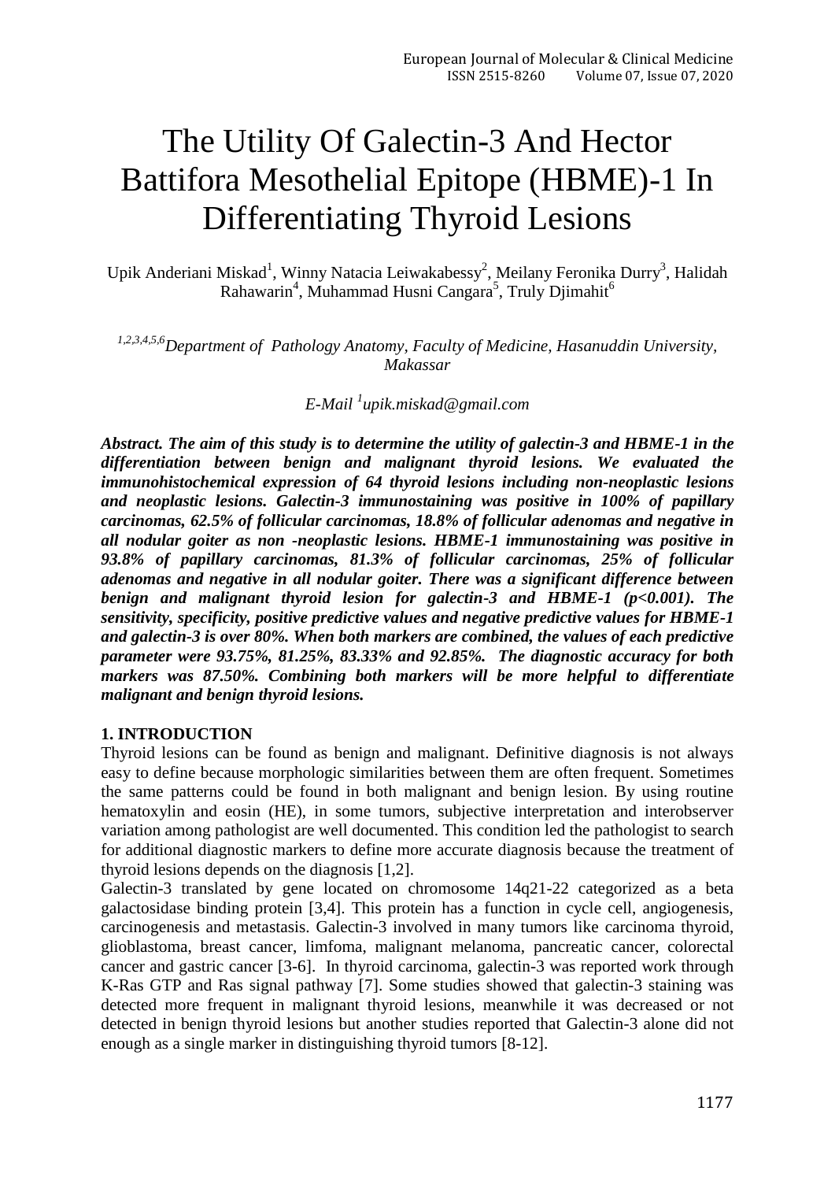# The Utility Of Galectin-3 And Hector Battifora Mesothelial Epitope (HBME)-1 In Differentiating Thyroid Lesions

Upik Anderiani Miskad[1], Winny Natacia Leiwakabessy[2], Meilany Feronika Durry[3], Halidah Rahawarin[4], Muhammad Husni Cangara[5], Truly Djimahit[6]

*[1,2,3,4,5,6]Department of Pathology Anatomy, Faculty of Medicine, Hasanuddin University, Makassar*

*E-Mail [1]upik.miskad@gmail.com*

***Abstract. The aim of this study is to determine the utility of galectin-3 and HBME-1 in the differentiation between benign and malignant thyroid lesions. We evaluated the immunohistochemical expression of 64 thyroid lesions including non-neoplastic lesions and neoplastic lesions. Galectin-3 immunostaining was positive in 100% of papillary carcinomas, 62.5% of follicular carcinomas, 18.8% of follicular adenomas and negative in all nodular goiter as non -neoplastic lesions. HBME-1 immunostaining was positive in 93.8% of papillary carcinomas, 81.3% of follicular carcinomas, 25% of follicular adenomas and negative in all nodular goiter. There was a significant difference between benign and malignant thyroid lesion for galectin-3 and HBME-1 (p<0.001). The sensitivity, specificity, positive predictive values and negative predictive values for HBME-1 and galectin-3 is over 80%. When both markers are combined, the values of each predictive parameter were 93.75%, 81.25%, 83.33% and 92.85%. The diagnostic accuracy for both markers was 87.50%. Combining both markers will be more helpful to differentiate malignant and benign thyroid lesions.***

## 1. INTRODUCTION

Thyroid lesions can be found as benign and malignant. Definitive diagnosis is not always easy to define because morphologic similarities between them are often frequent. Sometimes the same patterns could be found in both malignant and benign lesion. By using routine hematoxylin and eosin (HE), in some tumors, subjective interpretation and interobserver variation among pathologist are well documented. This condition led the pathologist to search for additional diagnostic markers to define more accurate diagnosis because the treatment of thyroid lesions depends on the diagnosis [1,2].

Galectin-3 translated by gene located on chromosome 14q21-22 categorized as a beta galactosidase binding protein [3,4]. This protein has a function in cycle cell, angiogenesis, carcinogenesis and metastasis. Galectin-3 involved in many tumors like carcinoma thyroid, glioblastoma, breast cancer, limfoma, malignant melanoma, pancreatic cancer, colorectal cancer and gastric cancer [3-6]. In thyroid carcinoma, galectin-3 was reported work through K-Ras GTP and Ras signal pathway [7]. Some studies showed that galectin-3 staining was detected more frequent in malignant thyroid lesions, meanwhile it was decreased or not detected in benign thyroid lesions but another studies reported that Galectin-3 alone did not enough as a single marker in distinguishing thyroid tumors [8-12].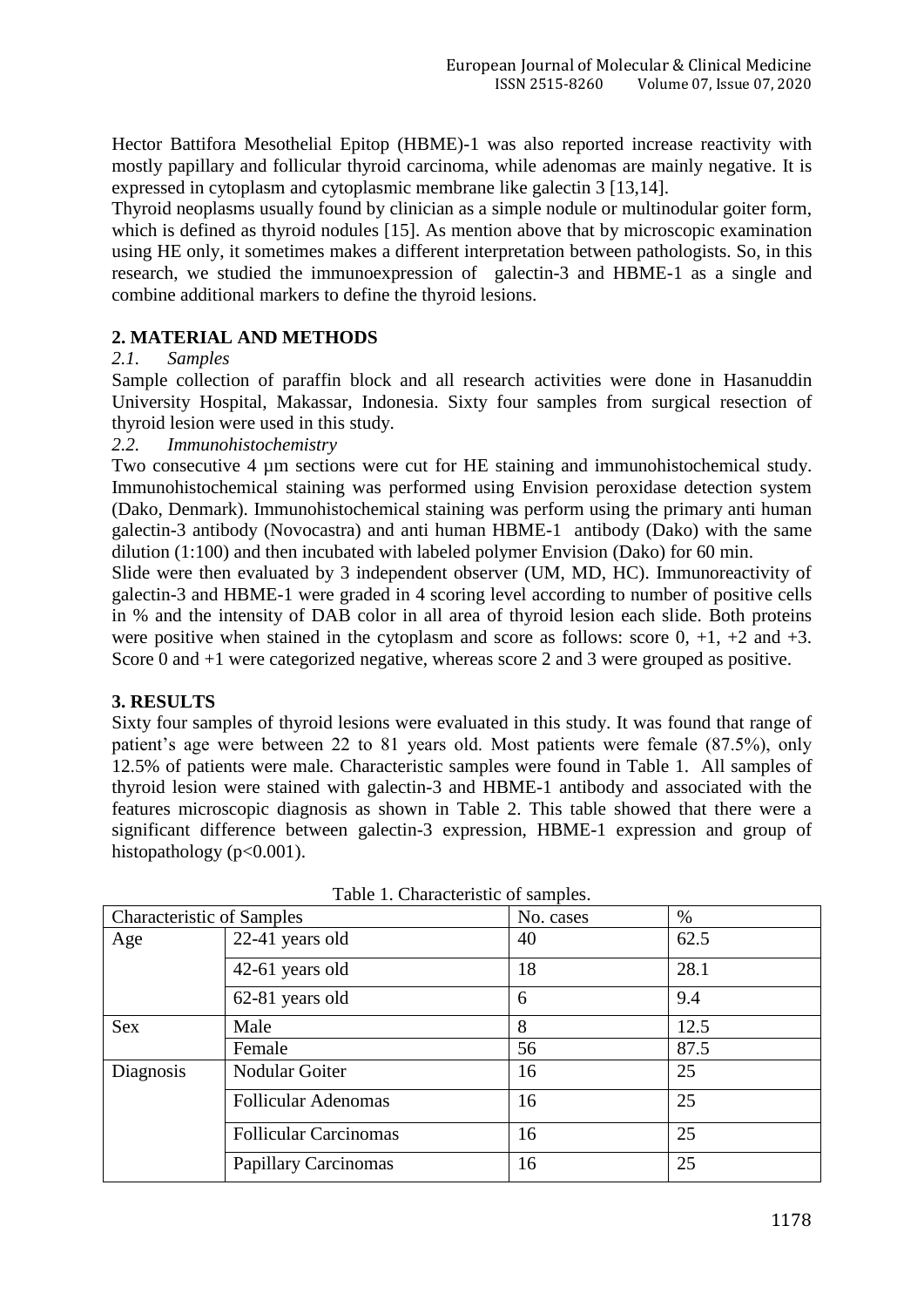Hector Battifora Mesothelial Epitop (HBME)-1 was also reported increase reactivity with mostly papillary and follicular thyroid carcinoma, while adenomas are mainly negative. It is expressed in cytoplasm and cytoplasmic membrane like galectin 3 [13,14].

Thyroid neoplasms usually found by clinician as a simple nodule or multinodular goiter form, which is defined as thyroid nodules [15]. As mention above that by microscopic examination using HE only, it sometimes makes a different interpretation between pathologists. So, in this research, we studied the immunoexpression of galectin-3 and HBME-1 as a single and combine additional markers to define the thyroid lesions.

## 2. MATERIAL AND METHODS

### *2.1. Samples*

Sample collection of paraffin block and all research activities were done in Hasanuddin University Hospital, Makassar, Indonesia. Sixty four samples from surgical resection of thyroid lesion were used in this study.

### *2.2. Immunohistochemistry*

Two consecutive 4 µm sections were cut for HE staining and immunohistochemical study. Immunohistochemical staining was performed using Envision peroxidase detection system (Dako, Denmark). Immunohistochemical staining was perform using the primary anti human galectin-3 antibody (Novocastra) and anti human HBME-1 antibody (Dako) with the same dilution (1:100) and then incubated with labeled polymer Envision (Dako) for 60 min.

Slide were then evaluated by 3 independent observer (UM, MD, HC). Immunoreactivity of galectin-3 and HBME-1 were graded in 4 scoring level according to number of positive cells in % and the intensity of DAB color in all area of thyroid lesion each slide. Both proteins were positive when stained in the cytoplasm and score as follows: score 0, +1, +2 and +3. Score 0 and +1 were categorized negative, whereas score 2 and 3 were grouped as positive.

## 3. RESULTS

Sixty four samples of thyroid lesions were evaluated in this study. It was found that range of patient's age were between 22 to 81 years old. Most patients were female (87.5%), only 12.5% of patients were male. Characteristic samples were found in Table 1. All samples of thyroid lesion were stained with galectin-3 and HBME-1 antibody and associated with the features microscopic diagnosis as shown in Table 2. This table showed that there were a significant difference between galectin-3 expression, HBME-1 expression and group of histopathology ($p<0.001$).

Table 1. Characteristic of samples.

| Characteristic of Samples | | No. cases | % |
|---|---|---|---|
| Age | 22-41 years old | 40 | 62.5 |
| | 42-61 years old | 18 | 28.1 |
| | 62-81 years old | 6 | 9.4 |
| Sex | Male | 8 | 12.5 |
| | Female | 56 | 87.5 |
| Diagnosis | Nodular Goiter | 16 | 25 |
| | Follicular Adenomas | 16 | 25 |
| | Follicular Carcinomas | 16 | 25 |
| | Papillary Carcinomas | 16 | 25 |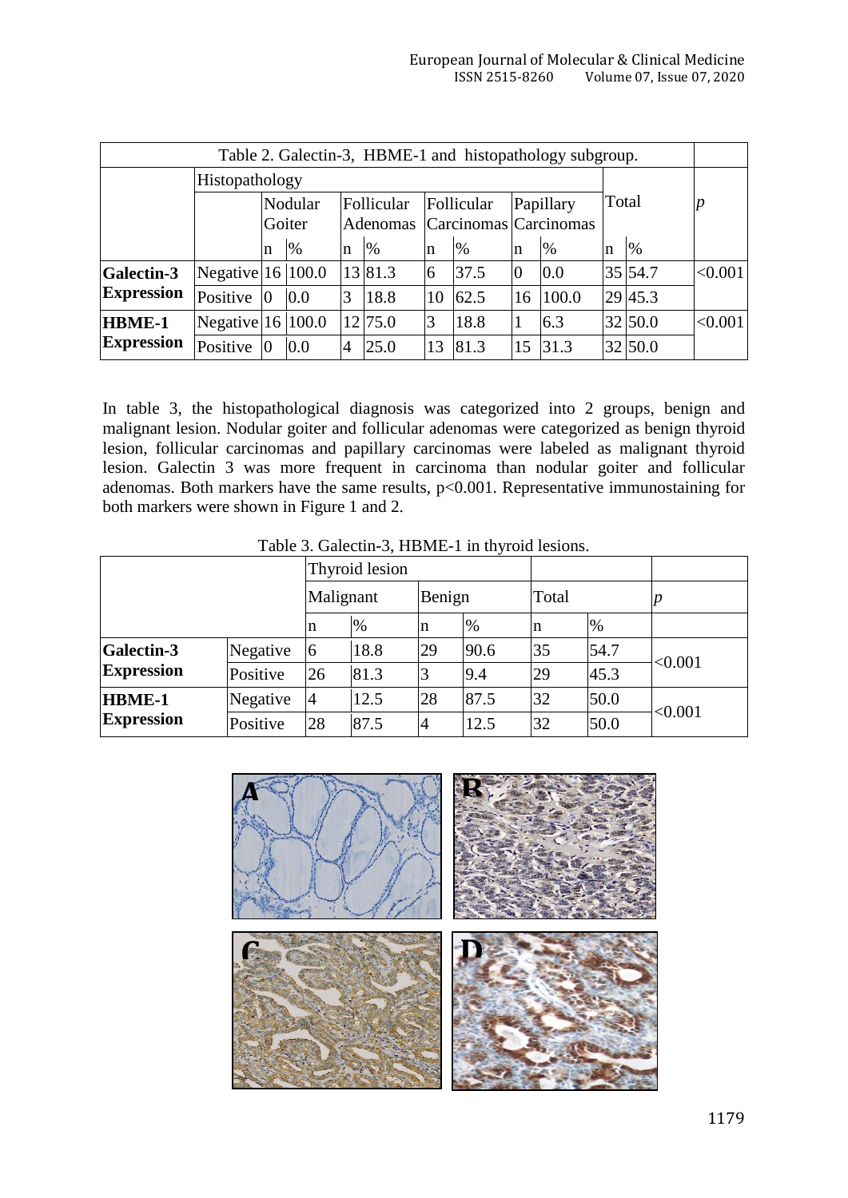Table 2. Galectin-3, HBME-1 and histopathology subgroup.

| | Histopathology | | | | | | | | | | | |
|---|---|---|---|---|---|---|---|---|---|---|---|---|
| | | Nodular Goiter | | Follicular Adenomas | | Follicular Carcinomas | | Papillary Carcinomas | | Total | | *p* |
| | | n | % | n | % | n | % | n | % | n | % | |
| **Galectin-3 Expression** | Negative | 16 | 100.0 | 13 | 81.3 | 6 | 37.5 | 0 | 0.0 | 35 | 54.7 | <0.001 |
| | Positive | 0 | 0.0 | 3 | 18.8 | 10 | 62.5 | 16 | 100.0 | 29 | 45.3 | |
| **HBME-1 Expression** | Negative | 16 | 100.0 | 12 | 75.0 | 3 | 18.8 | 1 | 6.3 | 32 | 50.0 | <0.001 |
| | Positive | 0 | 0.0 | 4 | 25.0 | 13 | 81.3 | 15 | 31.3 | 32 | 50.0 | |

In table 3, the histopathological diagnosis was categorized into 2 groups, benign and malignant lesion. Nodular goiter and follicular adenomas were categorized as benign thyroid lesion, follicular carcinomas and papillary carcinomas were labeled as malignant thyroid lesion. Galectin 3 was more frequent in carcinoma than nodular goiter and follicular adenomas. Both markers have the same results, p<0.001. Representative immunostaining for both markers were shown in Figure 1 and 2.

Table 3. Galectin-3, HBME-1 in thyroid lesions.

| | | Thyroid lesion | | | | | | |
|---|---|---|---|---|---|---|---|---|
| | | Malignant | | Benign | | Total | | *p* |
| | | n | % | n | % | n | % | |
| **Galectin-3 Expression** | Negative | 6 | 18.8 | 29 | 90.6 | 35 | 54.7 | <0.001 |
| | Positive | 26 | 81.3 | 3 | 9.4 | 29 | 45.3 | |
| **HBME-1 Expression** | Negative | 4 | 12.5 | 28 | 87.5 | 32 | 50.0 | <0.001 |
| | Positive | 28 | 87.5 | 4 | 12.5 | 32 | 50.0 | |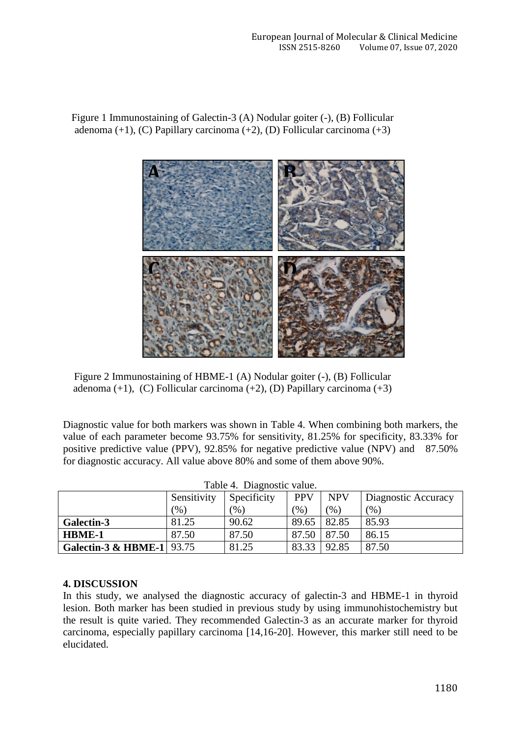Figure 1 Immunostaining of Galectin-3 (A) Nodular goiter (-), (B) Follicular adenoma (+1), (C) Papillary carcinoma (+2), (D) Follicular carcinoma (+3)

Figure 2 Immunostaining of HBME-1 (A) Nodular goiter (-), (B) Follicular adenoma (+1), (C) Follicular carcinoma (+2), (D) Papillary carcinoma (+3)

Diagnostic value for both markers was shown in Table 4. When combining both markers, the value of each parameter become 93.75% for sensitivity, 81.25% for specificity, 83.33% for positive predictive value (PPV), 92.85% for negative predictive value (NPV) and 87.50% for diagnostic accuracy. All value above 80% and some of them above 90%.

Table 4. Diagnostic value.

| | Sensitivity (%) | Specificity (%) | PPV (%) | NPV (%) | Diagnostic Accuracy (%) |
|---|---|---|---|---|---|
| **Galectin-3** | 81.25 | 90.62 | 89.65 | 82.85 | 85.93 |
| **HBME-1** | 87.50 | 87.50 | 87.50 | 87.50 | 86.15 |
| **Galectin-3 & HBME-1** | 93.75 | 81.25 | 83.33 | 92.85 | 87.50 |

## 4. DISCUSSION

In this study, we analysed the diagnostic accuracy of galectin-3 and HBME-1 in thyroid lesion. Both marker has been studied in previous study by using immunohistochemistry but the result is quite varied. They recommended Galectin-3 as an accurate marker for thyroid carcinoma, especially papillary carcinoma [14,16-20]. However, this marker still need to be elucidated.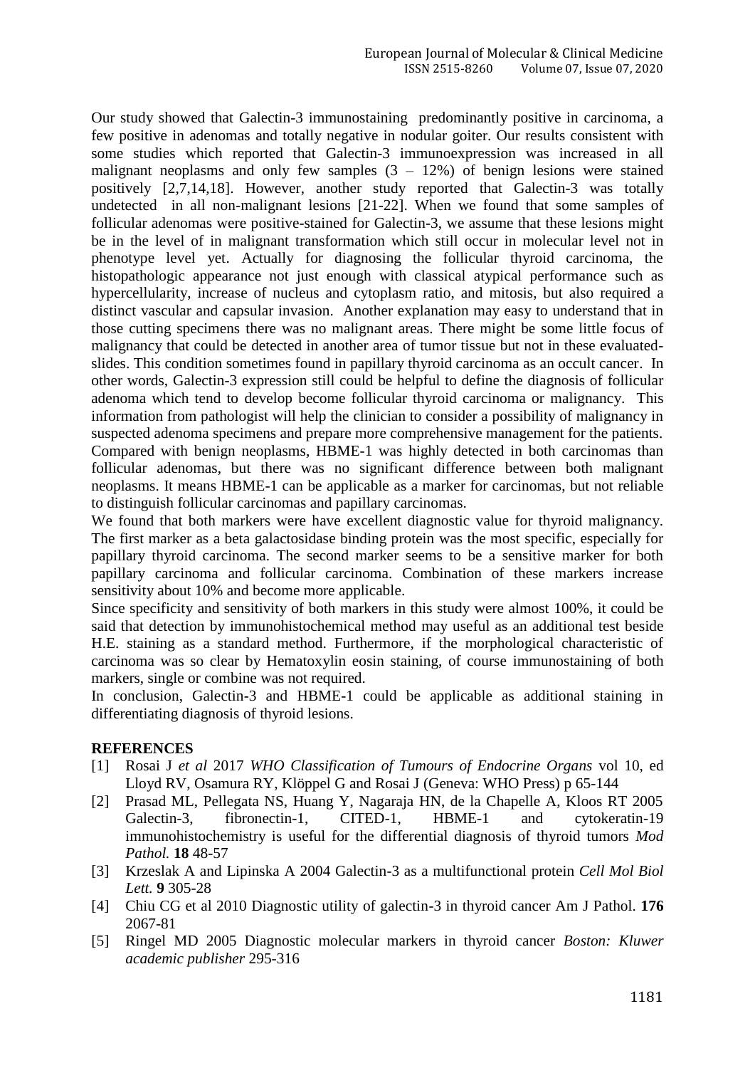Our study showed that Galectin-3 immunostaining predominantly positive in carcinoma, a few positive in adenomas and totally negative in nodular goiter. Our results consistent with some studies which reported that Galectin-3 immunoexpression was increased in all malignant neoplasms and only few samples (3 – 12%) of benign lesions were stained positively [2,7,14,18]. However, another study reported that Galectin-3 was totally undetected in all non-malignant lesions [21-22]. When we found that some samples of follicular adenomas were positive-stained for Galectin-3, we assume that these lesions might be in the level of in malignant transformation which still occur in molecular level not in phenotype level yet. Actually for diagnosing the follicular thyroid carcinoma, the histopathologic appearance not just enough with classical atypical performance such as hypercellularity, increase of nucleus and cytoplasm ratio, and mitosis, but also required a distinct vascular and capsular invasion. Another explanation may easy to understand that in those cutting specimens there was no malignant areas. There might be some little focus of malignancy that could be detected in another area of tumor tissue but not in these evaluated-slides. This condition sometimes found in papillary thyroid carcinoma as an occult cancer. In other words, Galectin-3 expression still could be helpful to define the diagnosis of follicular adenoma which tend to develop become follicular thyroid carcinoma or malignancy. This information from pathologist will help the clinician to consider a possibility of malignancy in suspected adenoma specimens and prepare more comprehensive management for the patients.
Compared with benign neoplasms, HBME-1 was highly detected in both carcinomas than follicular adenomas, but there was no significant difference between both malignant neoplasms. It means HBME-1 can be applicable as a marker for carcinomas, but not reliable to distinguish follicular carcinomas and papillary carcinomas.

We found that both markers were have excellent diagnostic value for thyroid malignancy. The first marker as a beta galactosidase binding protein was the most specific, especially for papillary thyroid carcinoma. The second marker seems to be a sensitive marker for both papillary carcinoma and follicular carcinoma. Combination of these markers increase sensitivity about 10% and become more applicable.

Since specificity and sensitivity of both markers in this study were almost 100%, it could be said that detection by immunohistochemical method may useful as an additional test beside H.E. staining as a standard method. Furthermore, if the morphological characteristic of carcinoma was so clear by Hematoxylin eosin staining, of course immunostaining of both markers, single or combine was not required.

In conclusion, Galectin-3 and HBME-1 could be applicable as additional staining in differentiating diagnosis of thyroid lesions.

## REFERENCES

[1] Rosai J *et al* 2017 *WHO Classification of Tumours of Endocrine Organs* vol 10, ed Lloyd RV, Osamura RY, Klöppel G and Rosai J (Geneva: WHO Press) p 65-144

[2] Prasad ML, Pellegata NS, Huang Y, Nagaraja HN, de la Chapelle A, Kloos RT 2005 Galectin-3, fibronectin-1, CITED-1, HBME-1 and cytokeratin-19 immunohistochemistry is useful for the differential diagnosis of thyroid tumors *Mod Pathol.* **18** 48-57

[3] Krzeslak A and Lipinska A 2004 Galectin-3 as a multifunctional protein *Cell Mol Biol Lett.* **9** 305-28

[4] Chiu CG et al 2010 Diagnostic utility of galectin-3 in thyroid cancer Am J Pathol. **176** 2067-81

[5] Ringel MD 2005 Diagnostic molecular markers in thyroid cancer *Boston: Kluwer academic publisher* 295-316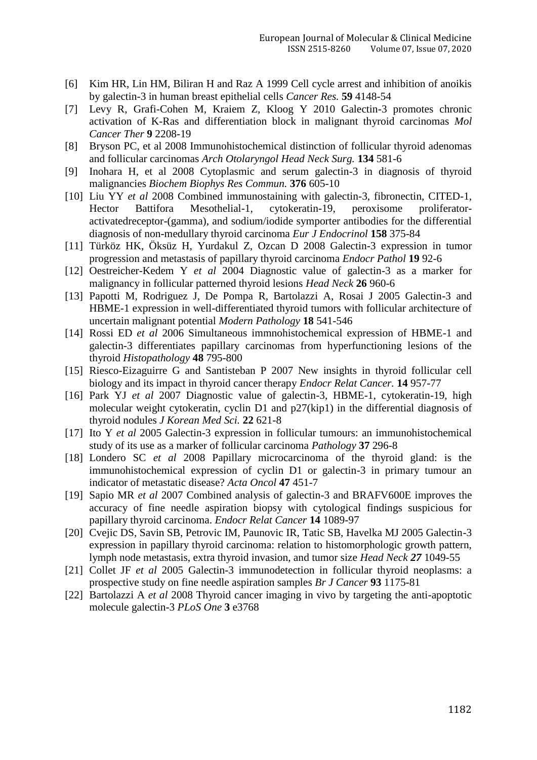[6] Kim HR, Lin HM, Biliran H and Raz A 1999 Cell cycle arrest and inhibition of anoikis by galectin-3 in human breast epithelial cells *Cancer Res.* **59** 4148-54

[7] Levy R, Grafi-Cohen M, Kraiem Z, Kloog Y 2010 Galectin-3 promotes chronic activation of K-Ras and differentiation block in malignant thyroid carcinomas *Mol Cancer Ther* **9** 2208-19

[8] Bryson PC, et al 2008 Immunohistochemical distinction of follicular thyroid adenomas and follicular carcinomas *Arch Otolaryngol Head Neck Surg.* **134** 581-6

[9] Inohara H, et al 2008 Cytoplasmic and serum galectin-3 in diagnosis of thyroid malignancies *Biochem Biophys Res Commun.* **376** 605-10

[10] Liu YY *et al* 2008 Combined immunostaining with galectin-3, fibronectin, CITED-1, Hector Battifora Mesothelial-1, cytokeratin-19, peroxisome proliferator-activatedreceptor-(gamma), and sodium/iodide symporter antibodies for the differential diagnosis of non-medullary thyroid carcinoma *Eur J Endocrinol* **158** 375-84

[11] Türköz HK, Öksüz H, Yurdakul Z, Ozcan D 2008 Galectin-3 expression in tumor progression and metastasis of papillary thyroid carcinoma *Endocr Pathol* **19** 92-6

[12] Oestreicher-Kedem Y *et al* 2004 Diagnostic value of galectin-3 as a marker for malignancy in follicular patterned thyroid lesions *Head Neck* **26** 960-6

[13] Papotti M, Rodriguez J, De Pompa R, Bartolazzi A, Rosai J 2005 Galectin-3 and HBME-1 expression in well-differentiated thyroid tumors with follicular architecture of uncertain malignant potential *Modern Pathology* **18** 541-546

[14] Rossi ED *et al* 2006 Simultaneous immnohistochemical expression of HBME-1 and galectin-3 differentiates papillary carcinomas from hyperfunctioning lesions of the thyroid *Histopathology* **48** 795-800

[15] Riesco-Eizaguirre G and Santisteban P 2007 New insights in thyroid follicular cell biology and its impact in thyroid cancer therapy *Endocr Relat Cancer.* **14** 957-77

[16] Park YJ *et al* 2007 Diagnostic value of galectin-3, HBME-1, cytokeratin-19, high molecular weight cytokeratin, cyclin D1 and p27(kip1) in the differential diagnosis of thyroid nodules *J Korean Med Sci.* **22** 621-8

[17] Ito Y *et al* 2005 Galectin-3 expression in follicular tumours: an immunohistochemical study of its use as a marker of follicular carcinoma *Pathology* **37** 296-8

[18] Londero SC *et al* 2008 Papillary microcarcinoma of the thyroid gland: is the immunohistochemical expression of cyclin D1 or galectin-3 in primary tumour an indicator of metastatic disease? *Acta Oncol* **47** 451-7

[19] Sapio MR *et al* 2007 Combined analysis of galectin-3 and BRAFV600E improves the accuracy of fine needle aspiration biopsy with cytological findings suspicious for papillary thyroid carcinoma. *Endocr Relat Cancer* **14** 1089-97

[20] Cvejic DS, Savin SB, Petrovic IM, Paunovic IR, Tatic SB, Havelka MJ 2005 Galectin-3 expression in papillary thyroid carcinoma: relation to histomorphologic growth pattern, lymph node metastasis, extra thyroid invasion, and tumor size *Head Neck* ***27*** 1049-55

[21] Collet JF *et al* 2005 Galectin-3 immunodetection in follicular thyroid neoplasms: a prospective study on fine needle aspiration samples *Br J Cancer* **93** 1175-81

[22] Bartolazzi A *et al* 2008 Thyroid cancer imaging in vivo by targeting the anti-apoptotic molecule galectin-3 *PLoS One* **3** e3768